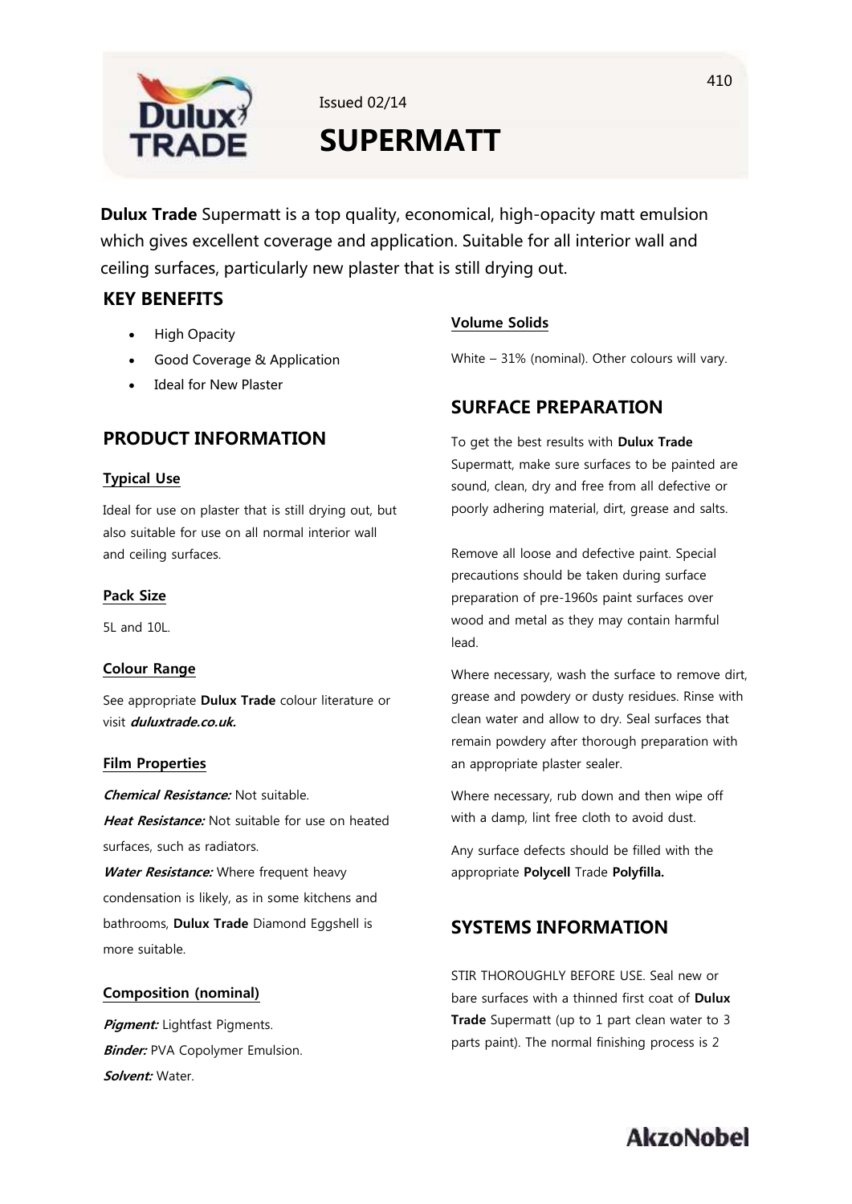Issued 02/14

# SUPERMATT

**Dulux Trade** Supermatt is a top quality, economical, high-opacity matt emulsion which gives excellent coverage and application. Suitable for all interior wall and ceiling surfaces, particularly new plaster that is still drying out.

## KEY BENEFITS

- High Opacity
- Good Coverage & Application
- Ideal for New Plaster

## PRODUCT INFORMATION

### Typical Use

Ideal for use on plaster that is still drying out, but also suitable for use on all normal interior wall and ceiling surfaces.

### Pack Size

5L and 10L.

### Colour Range

See appropriate **Dulux Trade** colour literature or visit ***duluxtrade.co.uk.***

### Film Properties

***Chemical Resistance:*** Not suitable.

***Heat Resistance:*** Not suitable for use on heated surfaces, such as radiators.

***Water Resistance:*** Where frequent heavy condensation is likely, as in some kitchens and bathrooms, **Dulux Trade** Diamond Eggshell is more suitable.

### Composition (nominal)

***Pigment:*** Lightfast Pigments.

***Binder:*** PVA Copolymer Emulsion.

***Solvent:*** Water.

### Volume Solids

White – 31% (nominal). Other colours will vary.

## SURFACE PREPARATION

To get the best results with **Dulux Trade** Supermatt, make sure surfaces to be painted are sound, clean, dry and free from all defective or poorly adhering material, dirt, grease and salts.

Remove all loose and defective paint. Special precautions should be taken during surface preparation of pre-1960s paint surfaces over wood and metal as they may contain harmful lead.

Where necessary, wash the surface to remove dirt, grease and powdery or dusty residues. Rinse with clean water and allow to dry. Seal surfaces that remain powdery after thorough preparation with an appropriate plaster sealer.

Where necessary, rub down and then wipe off with a damp, lint free cloth to avoid dust.

Any surface defects should be filled with the appropriate **Polycell** Trade **Polyfilla.**

## SYSTEMS INFORMATION

STIR THOROUGHLY BEFORE USE. Seal new or bare surfaces with a thinned first coat of **Dulux Trade** Supermatt (up to 1 part clean water to 3 parts paint). The normal finishing process is 2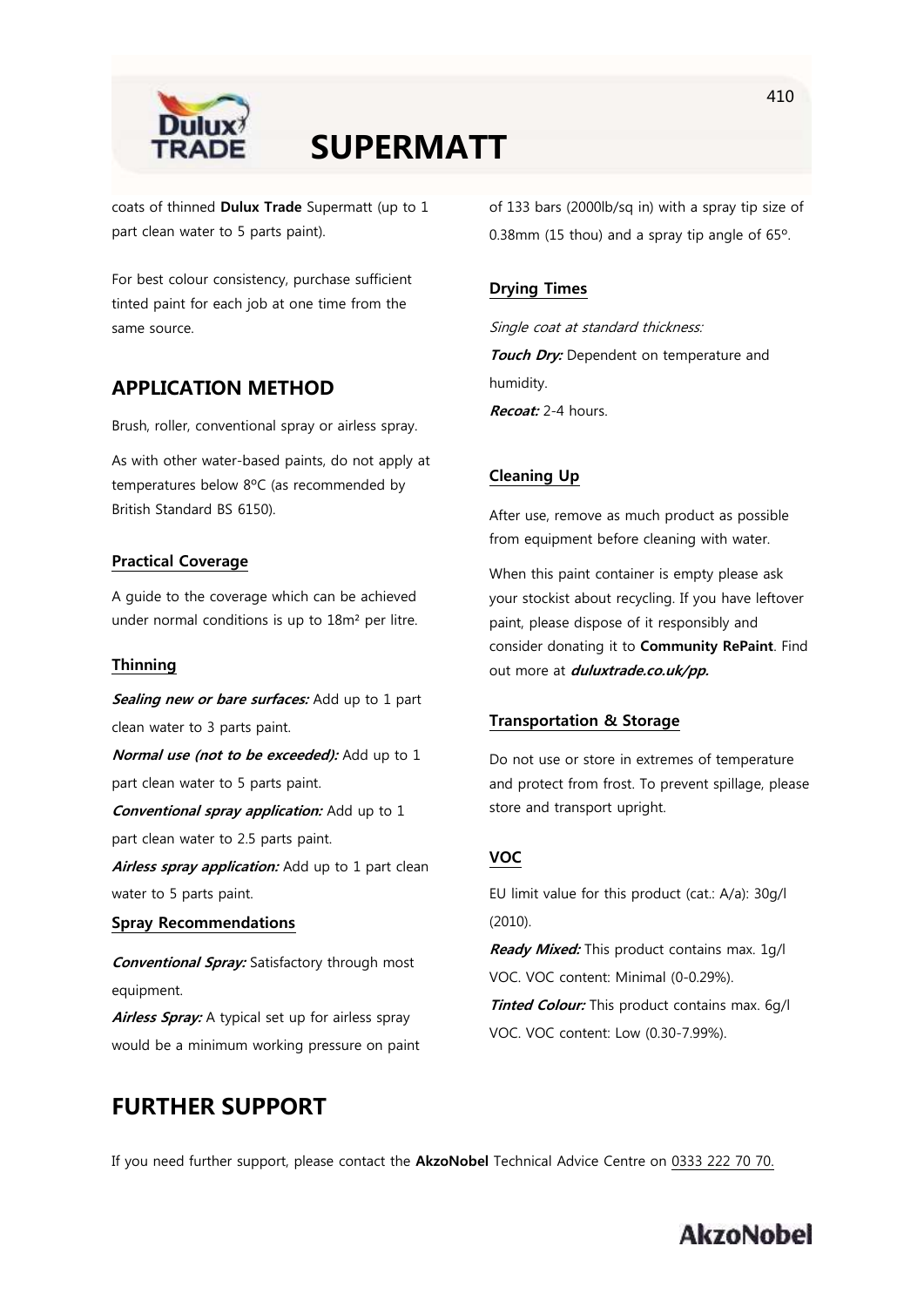coats of thinned **Dulux Trade** Supermatt (up to 1 part clean water to 5 parts paint).

For best colour consistency, purchase sufficient tinted paint for each job at one time from the same source.

## APPLICATION METHOD

Brush, roller, conventional spray or airless spray.

As with other water-based paints, do not apply at temperatures below 8ºC (as recommended by British Standard BS 6150).

### Practical Coverage

A guide to the coverage which can be achieved under normal conditions is up to 18m² per litre.

### Thinning

***Sealing new or bare surfaces:*** Add up to 1 part clean water to 3 parts paint.

***Normal use (not to be exceeded):*** Add up to 1 part clean water to 5 parts paint.

***Conventional spray application:*** Add up to 1 part clean water to 2.5 parts paint.

***Airless spray application:*** Add up to 1 part clean water to 5 parts paint.

### Spray Recommendations

***Conventional Spray:*** Satisfactory through most equipment.

***Airless Spray:*** A typical set up for airless spray would be a minimum working pressure on paint of 133 bars (2000lb/sq in) with a spray tip size of 0.38mm (15 thou) and a spray tip angle of 65º.

### Drying Times

*Single coat at standard thickness:*

***Touch Dry:*** Dependent on temperature and humidity.

***Recoat:*** 2-4 hours.

### Cleaning Up

After use, remove as much product as possible from equipment before cleaning with water.

When this paint container is empty please ask your stockist about recycling. If you have leftover paint, please dispose of it responsibly and consider donating it to **Community RePaint**. Find out more at ***duluxtrade.co.uk/pp.***

### Transportation & Storage

Do not use or store in extremes of temperature and protect from frost. To prevent spillage, please store and transport upright.

### VOC

EU limit value for this product (cat.: A/a): 30g/l (2010).

***Ready Mixed:*** This product contains max. 1g/l VOC. VOC content: Minimal (0-0.29%).

***Tinted Colour:*** This product contains max. 6g/l VOC. VOC content: Low (0.30-7.99%).

## FURTHER SUPPORT

If you need further support, please contact the **AkzoNobel** Technical Advice Centre on 0333 222 70 70.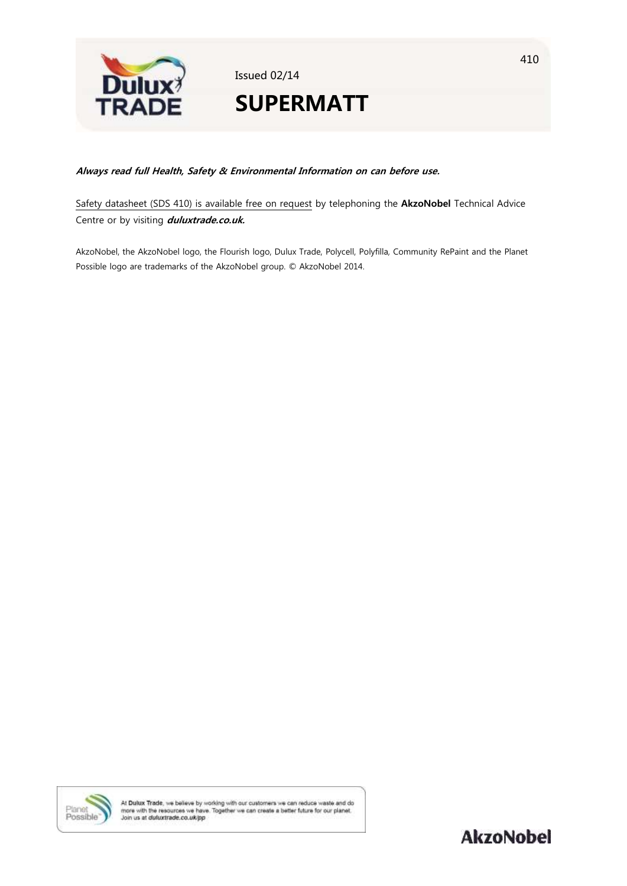***Always read full Health, Safety & Environmental Information on can before use.***

Safety datasheet (SDS 410) is available free on request by telephoning the **AkzoNobel** Technical Advice Centre or by visiting ***duluxtrade.co.uk.***

AkzoNobel, the AkzoNobel logo, the Flourish logo, Dulux Trade, Polycell, Polyfilla, Community RePaint and the Planet Possible logo are trademarks of the AkzoNobel group. © AkzoNobel 2014.

At **Dulux Trade**, we believe by working with our customers we can reduce waste and do more with the resources we have. Together we can create a better future for our planet. Join us at ***duluxtrade.co.uk/pp***